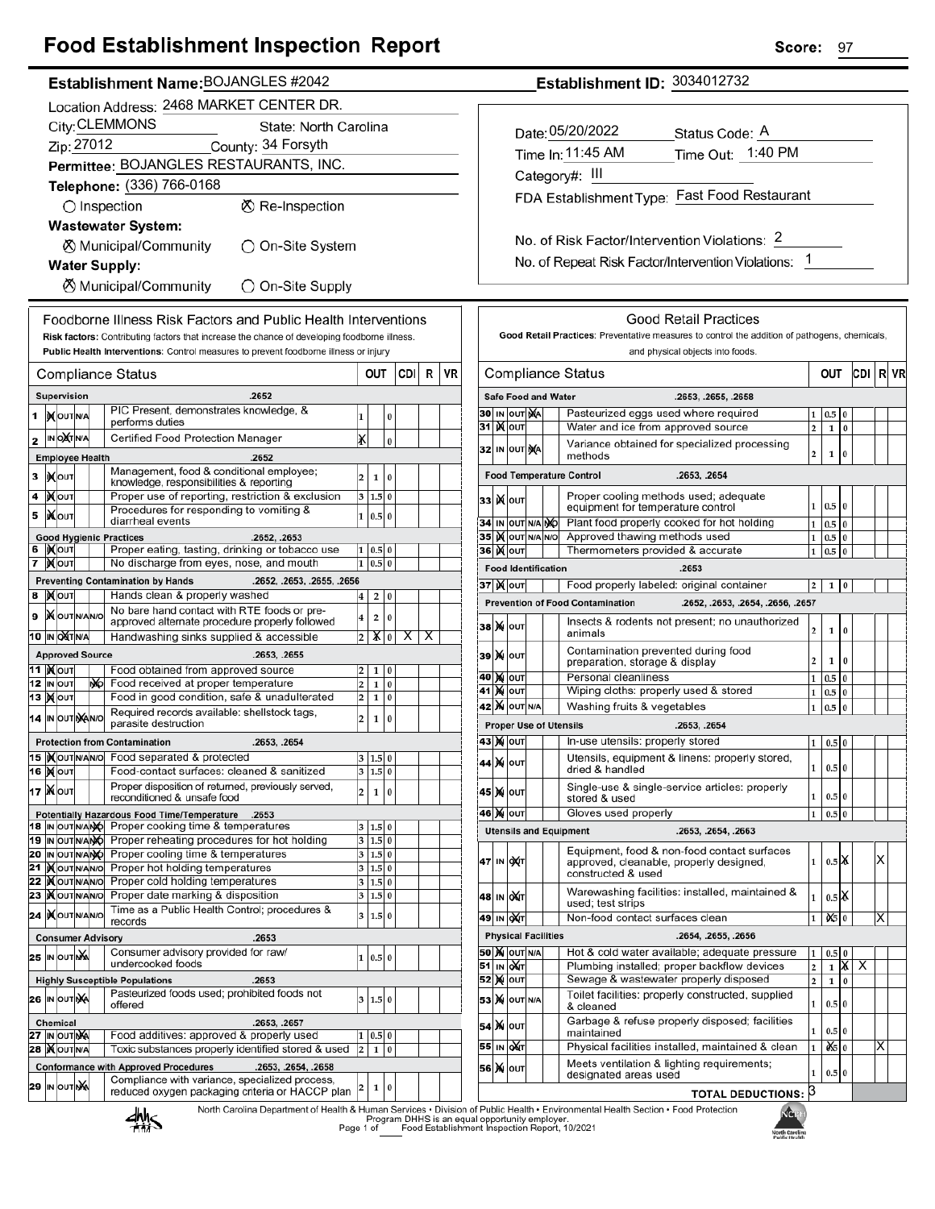# Food Establishment Inspection Report

**Score:** 97

**Establishment Name:** BOJANGLES #2042

**Establishment ID:** 3034012732

Location Address: 2468 MARKET CENTER DR.

City: CLEMMONS State: North Carolina

Zip: 27012 County: 34 Forsyth

Permittee: BOJANGLES RESTAURANTS, INC.

Telephone: (336) 766-0168

○ Inspection ⊗ Re-Inspection

**Wastewater System:**

⊗ Municipal/Community ○ On-Site System

**Water Supply:**

⊗ Municipal/Community ○ On-Site Supply

Date: 05/20/2022 Status Code: A

Time In: 11:45 AM Time Out: 1:40 PM

Category#: III

FDA Establishment Type: Fast Food Restaurant

No. of Risk Factor/Intervention Violations: 2

No. of Repeat Risk Factor/Intervention Violations: 1

## Foodborne Illness Risk Factors and Public Health Interventions

**Risk factors:** Contributing factors that increase the chance of developing foodborne illness.
**Public Health Interventions:** Control measures to prevent foodborne illness or injury

| # | Status | Compliance Status | OUT | | | CDI | R | VR |
|---|---|---|---|---|---|---|---|---|
| | | **Supervision** .2652 | | | | | | |
| 1 | IN | PIC Present, demonstrates knowledge, & performs duties | 1 | | 0 | | | |
| 2 | OUT | Certified Food Protection Manager | X | | 0 | | | |
| | | **Employee Health** .2652 | | | | | | |
| 3 | IN | Management, food & conditional employee; knowledge, responsibilities & reporting | 2 | 1 | 0 | | | |
| 4 | IN | Proper use of reporting, restriction & exclusion | 3 | 1.5 | 0 | | | |
| 5 | IN | Procedures for responding to vomiting & diarrheal events | 1 | 0.5 | 0 | | | |
| | | **Good Hygienic Practices** .2652, .2653 | | | | | | |
| 6 | IN | Proper eating, tasting, drinking or tobacco use | 1 | 0.5 | 0 | | | |
| 7 | IN | No discharge from eyes, nose, and mouth | 1 | 0.5 | 0 | | | |
| | | **Preventing Contamination by Hands** .2652, .2653, .2655, .2656 | | | | | | |
| 8 | IN | Hands clean & properly washed | 4 | 2 | 0 | | | |
| 9 | IN | No bare hand contact with RTE foods or pre-approved alternate procedure properly followed | 4 | 2 | 0 | | | |
| 10 | OUT | Handwashing sinks supplied & accessible | 2 | X | 0 | X | X | |
| | | **Approved Source** .2653, .2655 | | | | | | |
| 11 | IN | Food obtained from approved source | 2 | 1 | 0 | | | |
| 12 | N/O | Food received at proper temperature | 2 | 1 | 0 | | | |
| 13 | IN | Food in good condition, safe & unadulterated | 2 | 1 | 0 | | | |
| 14 | N/A | Required records available: shellstock tags, parasite destruction | 2 | 1 | 0 | | | |
| | | **Protection from Contamination** .2653, .2654 | | | | | | |
| 15 | IN | Food separated & protected | 3 | 1.5 | 0 | | | |
| 16 | IN | Food-contact surfaces: cleaned & sanitized | 3 | 1.5 | 0 | | | |
| 17 | IN | Proper disposition of returned, previously served, reconditioned & unsafe food | 2 | 1 | 0 | | | |
| | | **Potentially Hazardous Food Time/Temperature** .2653 | | | | | | |
| 18 | N/O | Proper cooking time & temperatures | 3 | 1.5 | 0 | | | |
| 19 | N/O | Proper reheating procedures for hot holding | 3 | 1.5 | 0 | | | |
| 20 | N/O | Proper cooling time & temperatures | 3 | 1.5 | 0 | | | |
| 21 | IN | Proper hot holding temperatures | 3 | 1.5 | 0 | | | |
| 22 | IN | Proper cold holding temperatures | 3 | 1.5 | 0 | | | |
| 23 | IN | Proper date marking & disposition | 3 | 1.5 | 0 | | | |
| 24 | IN | Time as a Public Health Control; procedures & records | 3 | 1.5 | 0 | | | |
| | | **Consumer Advisory** .2653 | | | | | | |
| 25 | N/A | Consumer advisory provided for raw/undercooked foods | 1 | 0.5 | 0 | | | |
| | | **Highly Susceptible Populations** .2653 | | | | | | |
| 26 | N/A | Pasteurized foods used; prohibited foods not offered | 3 | 1.5 | 0 | | | |
| | | **Chemical** .2653, .2657 | | | | | | |
| 27 | N/A | Food additives: approved & properly used | 1 | 0.5 | 0 | | | |
| 28 | IN | Toxic substances properly identified stored & used | 2 | 1 | 0 | | | |
| | | **Conformance with Approved Procedures** .2653, .2654, .2658 | | | | | | |
| 29 | N/A | Compliance with variance, specialized process, reduced oxygen packaging criteria or HACCP plan | 2 | 1 | 0 | | | |

## Good Retail Practices

**Good Retail Practices:** Preventative measures to control the addition of pathogens, chemicals, and physical objects into foods.

| # | Status | Compliance Status | OUT | | | CDI | R | VR |
|---|---|---|---|---|---|---|---|---|
| | | **Safe Food and Water** .2653, .2655, .2658 | | | | | | |
| 30 | N/A | Pasteurized eggs used where required | 1 | 0.5 | 0 | | | |
| 31 | IN | Water and ice from approved source | 2 | 1 | 0 | | | |
| 32 | N/A | Variance obtained for specialized processing methods | 2 | 1 | 0 | | | |
| | | **Food Temperature Control** .2653, .2654 | | | | | | |
| 33 | IN | Proper cooling methods used; adequate equipment for temperature control | 1 | 0.5 | 0 | | | |
| 34 | N/O | Plant food properly cooked for hot holding | 1 | 0.5 | 0 | | | |
| 35 | IN | Approved thawing methods used | 1 | 0.5 | 0 | | | |
| 36 | IN | Thermometers provided & accurate | 1 | 0.5 | 0 | | | |
| | | **Food Identification** .2653 | | | | | | |
| 37 | IN | Food properly labeled: original container | 2 | 1 | 0 | | | |
| | | **Prevention of Food Contamination** .2652, .2653, .2654, .2656, .2657 | | | | | | |
| 38 | IN | Insects & rodents not present; no unauthorized animals | 2 | 1 | 0 | | | |
| 39 | IN | Contamination prevented during food preparation, storage & display | 2 | 1 | 0 | | | |
| 40 | IN | Personal cleanliness | 1 | 0.5 | 0 | | | |
| 41 | IN | Wiping cloths: properly used & stored | 1 | 0.5 | 0 | | | |
| 42 | IN | Washing fruits & vegetables | 1 | 0.5 | 0 | | | |
| | | **Proper Use of Utensils** .2653, .2654 | | | | | | |
| 43 | IN | In-use utensils: properly stored | 1 | 0.5 | 0 | | | |
| 44 | IN | Utensils, equipment & linens: properly stored, dried & handled | 1 | 0.5 | 0 | | | |
| 45 | IN | Single-use & single-service articles: properly stored & used | 1 | 0.5 | 0 | | | |
| 46 | IN | Gloves used properly | 1 | 0.5 | 0 | | | |
| | | **Utensils and Equipment** .2653, .2654, .2663 | | | | | | |
| 47 | OUT | Equipment, food & non-food contact surfaces approved, cleanable, properly designed, constructed & used | 1 | 0.5 | X | | | X |
| 48 | OUT | Warewashing facilities: installed, maintained & used; test strips | 1 | 0.5 | X | | | |
| 49 | OUT | Non-food contact surfaces clean | 1 | X | 0 | | | X |
| | | **Physical Facilities** .2654, .2655, .2656 | | | | | | |
| 50 | IN | Hot & cold water available; adequate pressure | 1 | 0.5 | 0 | | | |
| 51 | OUT | Plumbing installed; proper backflow devices | 2 | 1 | X | X | | |
| 52 | IN | Sewage & wastewater properly disposed | 2 | 1 | 0 | | | |
| 53 | IN | Toilet facilities: properly constructed, supplied & cleaned | 1 | 0.5 | 0 | | | |
| 54 | IN | Garbage & refuse properly disposed; facilities maintained | 1 | 0.5 | 0 | | | |
| 55 | OUT | Physical facilities installed, maintained & clean | 1 | X | 0 | | | X |
| 56 | IN | Meets ventilation & lighting requirements; designated areas used | 1 | 0.5 | 0 | | | |
| | | **TOTAL DEDUCTIONS:** 3 | | | | | | |

North Carolina Department of Health & Human Services • Division of Public Health • Environmental Health Section • Food Protection Program DHHS is an equal opportunity employer.

Food Establishment Inspection Report, 10/2021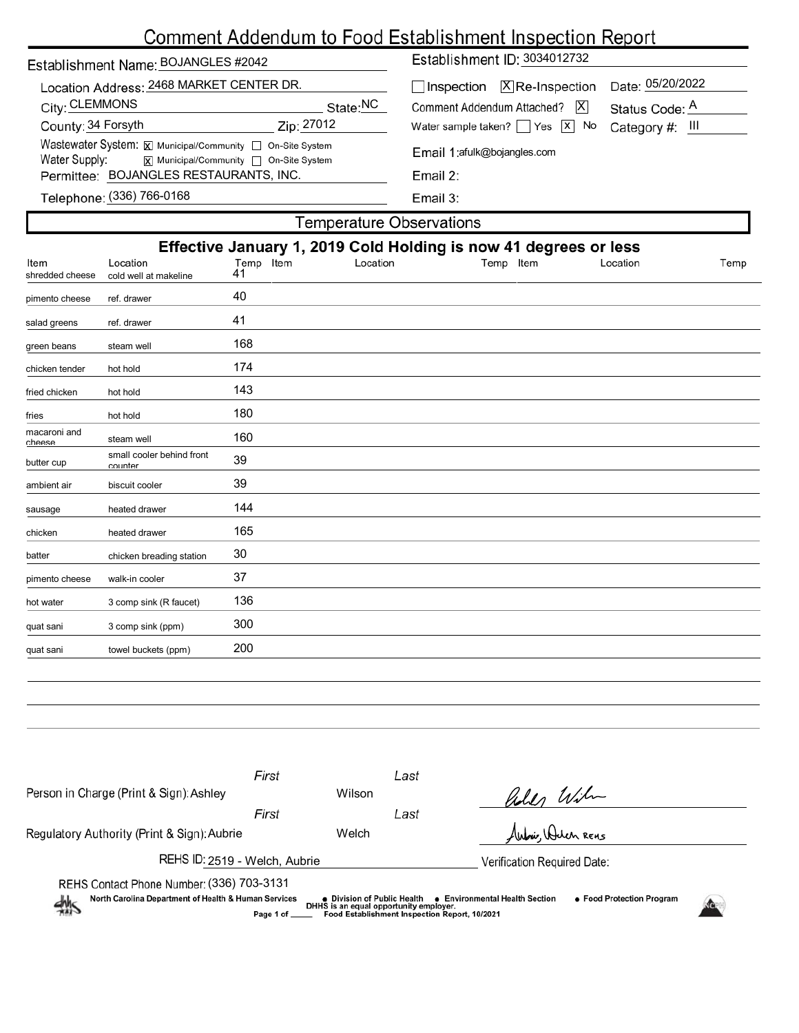# Comment Addendum to Food Establishment Inspection Report

| | |
|---|---|
| Establishment Name: BOJANGLES #2042 | Establishment ID: 3034012732 |
| Location Address: 2468 MARKET CENTER DR. | ☐ Inspection ☒ Re-Inspection Date: 05/20/2022 |
| City: CLEMMONS State: NC | Comment Addendum Attached? ☒ Status Code: A |
| County: 34 Forsyth Zip: 27012 | Water sample taken? ☐ Yes ☒ No Category #: III |
| Wastewater System: ☒ Municipal/Community ☐ On-Site System | Email 1: afulk@bojangles.com |
| Water Supply: ☒ Municipal/Community ☐ On-Site System | |
| Permittee: BOJANGLES RESTAURANTS, INC. | Email 2: |
| Telephone: (336) 766-0168 | Email 3: |

## Temperature Observations

**Effective January 1, 2019 Cold Holding is now 41 degrees or less**

| Item | Location | Temp | Item | Location | Temp | Item | Location | Temp |
|---|---|---|---|---|---|---|---|---|
| shredded cheese | cold well at makeline | 41 | | | | | | |
| pimento cheese | ref. drawer | 40 | | | | | | |
| salad greens | ref. drawer | 41 | | | | | | |
| green beans | steam well | 168 | | | | | | |
| chicken tender | hot hold | 174 | | | | | | |
| fried chicken | hot hold | 143 | | | | | | |
| fries | hot hold | 180 | | | | | | |
| macaroni and cheese | steam well | 160 | | | | | | |
| butter cup | small cooler behind front counter | 39 | | | | | | |
| ambient air | biscuit cooler | 39 | | | | | | |
| sausage | heated drawer | 144 | | | | | | |
| chicken | heated drawer | 165 | | | | | | |
| batter | chicken breading station | 30 | | | | | | |
| pimento cheese | walk-in cooler | 37 | | | | | | |
| hot water | 3 comp sink (R faucet) | 136 | | | | | | |
| quat sani | 3 comp sink (ppm) | 300 | | | | | | |
| quat sani | towel buckets (ppm) | 200 | | | | | | |

| | First | Last | Signature |
|---|---|---|---|
| Person in Charge (Print & Sign): | Ashley | Wilson | Ashley Wilson |
| Regulatory Authority (Print & Sign): | Aubrie | Welch | Aubrie Welch REHS |

REHS ID: 2519 - Welch, Aubrie

Verification Required Date:

REHS Contact Phone Number: (336) 703-3131

North Carolina Department of Health & Human Services • Division of Public Health • Environmental Health Section • Food Protection Program

DHHS is an equal opportunity employer.

Food Establishment Inspection Report, 10/2021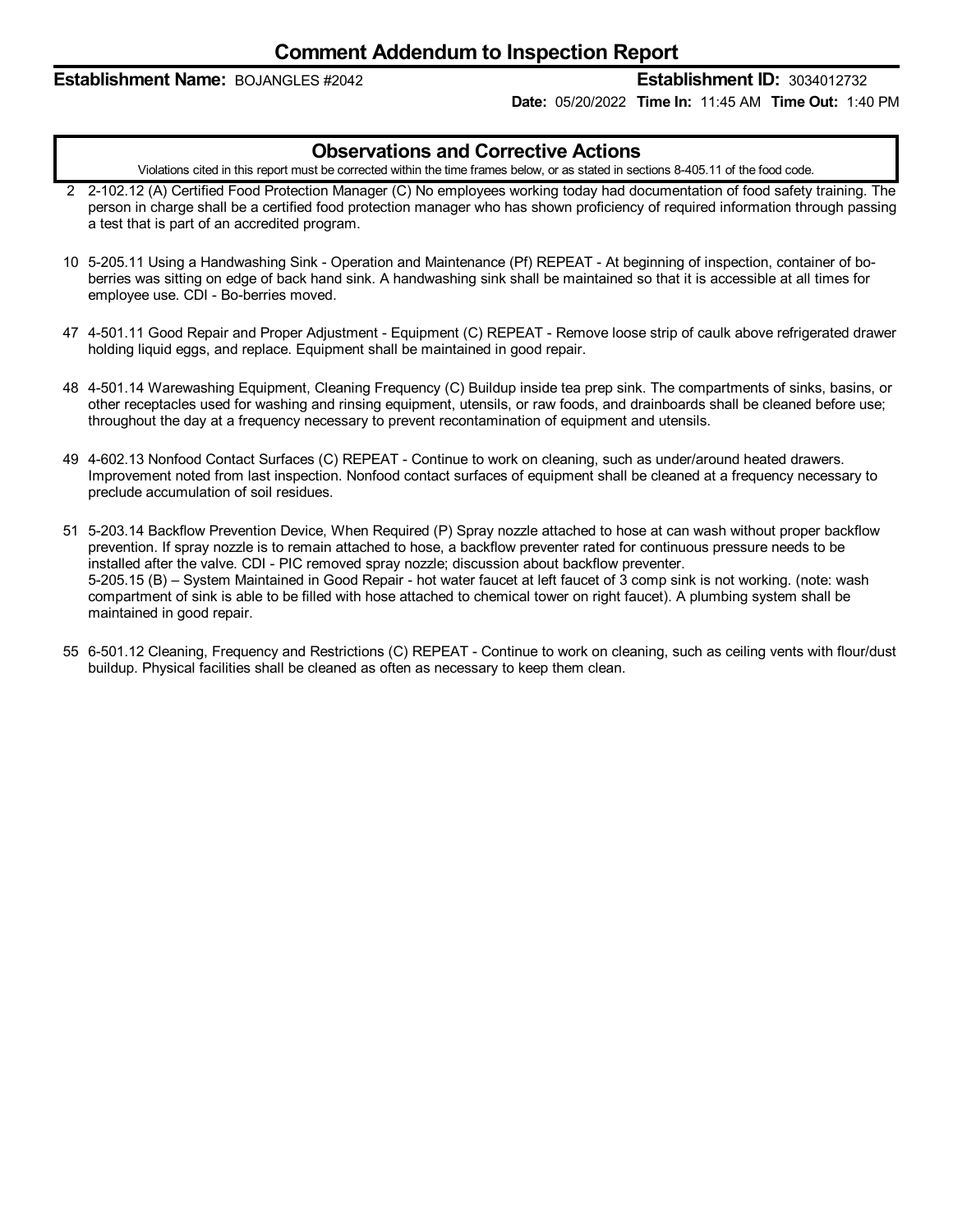# Comment Addendum to Inspection Report

**Establishment Name:** BOJANGLES #2042 **Establishment ID:** 3034012732

**Date:** 05/20/2022 **Time In:** 11:45 AM **Time Out:** 1:40 PM

## Observations and Corrective Actions

Violations cited in this report must be corrected within the time frames below, or as stated in sections 8-405.11 of the food code.

2 2-102.12 (A) Certified Food Protection Manager (C) No employees working today had documentation of food safety training. The person in charge shall be a certified food protection manager who has shown proficiency of required information through passing a test that is part of an accredited program.

10 5-205.11 Using a Handwashing Sink - Operation and Maintenance (Pf) REPEAT - At beginning of inspection, container of bo-berries was sitting on edge of back hand sink. A handwashing sink shall be maintained so that it is accessible at all times for employee use. CDI - Bo-berries moved.

47 4-501.11 Good Repair and Proper Adjustment - Equipment (C) REPEAT - Remove loose strip of caulk above refrigerated drawer holding liquid eggs, and replace. Equipment shall be maintained in good repair.

48 4-501.14 Warewashing Equipment, Cleaning Frequency (C) Buildup inside tea prep sink. The compartments of sinks, basins, or other receptacles used for washing and rinsing equipment, utensils, or raw foods, and drainboards shall be cleaned before use; throughout the day at a frequency necessary to prevent recontamination of equipment and utensils.

49 4-602.13 Nonfood Contact Surfaces (C) REPEAT - Continue to work on cleaning, such as under/around heated drawers. Improvement noted from last inspection. Nonfood contact surfaces of equipment shall be cleaned at a frequency necessary to preclude accumulation of soil residues.

51 5-203.14 Backflow Prevention Device, When Required (P) Spray nozzle attached to hose at can wash without proper backflow prevention. If spray nozzle is to remain attached to hose, a backflow preventer rated for continuous pressure needs to be installed after the valve. CDI - PIC removed spray nozzle; discussion about backflow preventer.
5-205.15 (B) – System Maintained in Good Repair - hot water faucet at left faucet of 3 comp sink is not working. (note: wash compartment of sink is able to be filled with hose attached to chemical tower on right faucet). A plumbing system shall be maintained in good repair.

55 6-501.12 Cleaning, Frequency and Restrictions (C) REPEAT - Continue to work on cleaning, such as ceiling vents with flour/dust buildup. Physical facilities shall be cleaned as often as necessary to keep them clean.